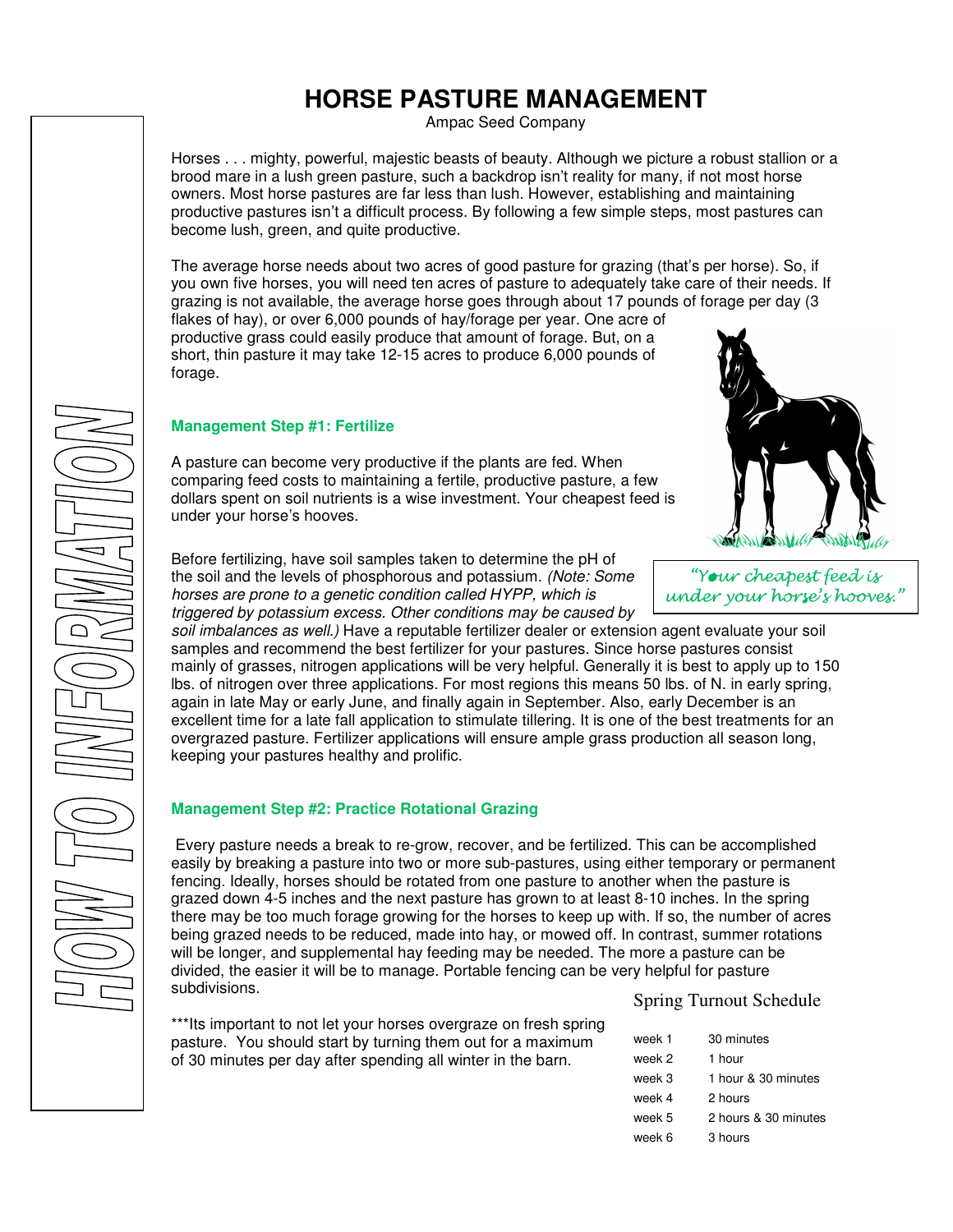# HORSE PASTURE MANAGEMENT

Ampac Seed Company

HOW TO INFORMATION

Horses . . . mighty, powerful, majestic beasts of beauty. Although we picture a robust stallion or a brood mare in a lush green pasture, such a backdrop isn't reality for many, if not most horse owners. Most horse pastures are far less than lush. However, establishing and maintaining productive pastures isn't a difficult process. By following a few simple steps, most pastures can become lush, green, and quite productive.

The average horse needs about two acres of good pasture for grazing (that's per horse). So, if you own five horses, you will need ten acres of pasture to adequately take care of their needs. If grazing is not available, the average horse goes through about 17 pounds of forage per day (3 flakes of hay), or over 6,000 pounds of hay/forage per year. One acre of productive grass could easily produce that amount of forage. But, on a short, thin pasture it may take 12-15 acres to produce 6,000 pounds of forage.

### Management Step #1: Fertilize

A pasture can become very productive if the plants are fed. When comparing feed costs to maintaining a fertile, productive pasture, a few dollars spent on soil nutrients is a wise investment. Your cheapest feed is under your horse's hooves.

*"Your cheapest feed is under your horse's hooves."*

Before fertilizing, have soil samples taken to determine the pH of the soil and the levels of phosphorous and potassium. *(Note: Some horses are prone to a genetic condition called HYPP, which is triggered by potassium excess. Other conditions may be caused by soil imbalances as well.)* Have a reputable fertilizer dealer or extension agent evaluate your soil samples and recommend the best fertilizer for your pastures. Since horse pastures consist mainly of grasses, nitrogen applications will be very helpful. Generally it is best to apply up to 150 lbs. of nitrogen over three applications. For most regions this means 50 lbs. of N. in early spring, again in late May or early June, and finally again in September. Also, early December is an excellent time for a late fall application to stimulate tillering. It is one of the best treatments for an overgrazed pasture. Fertilizer applications will ensure ample grass production all season long, keeping your pastures healthy and prolific.

### Management Step #2: Practice Rotational Grazing

Every pasture needs a break to re-grow, recover, and be fertilized. This can be accomplished easily by breaking a pasture into two or more sub-pastures, using either temporary or permanent fencing. Ideally, horses should be rotated from one pasture to another when the pasture is grazed down 4-5 inches and the next pasture has grown to at least 8-10 inches. In the spring there may be too much forage growing for the horses to keep up with. If so, the number of acres being grazed needs to be reduced, made into hay, or mowed off. In contrast, summer rotations will be longer, and supplemental hay feeding may be needed. The more a pasture can be divided, the easier it will be to manage. Portable fencing can be very helpful for pasture subdivisions.

***Its important to not let your horses overgraze on fresh spring pasture. You should start by turning them out for a maximum of 30 minutes per day after spending all winter in the barn.

**Spring Turnout Schedule**

| | |
|---|---|
| week 1 | 30 minutes |
| week 2 | 1 hour |
| week 3 | 1 hour & 30 minutes |
| week 4 | 2 hours |
| week 5 | 2 hours & 30 minutes |
| week 6 | 3 hours |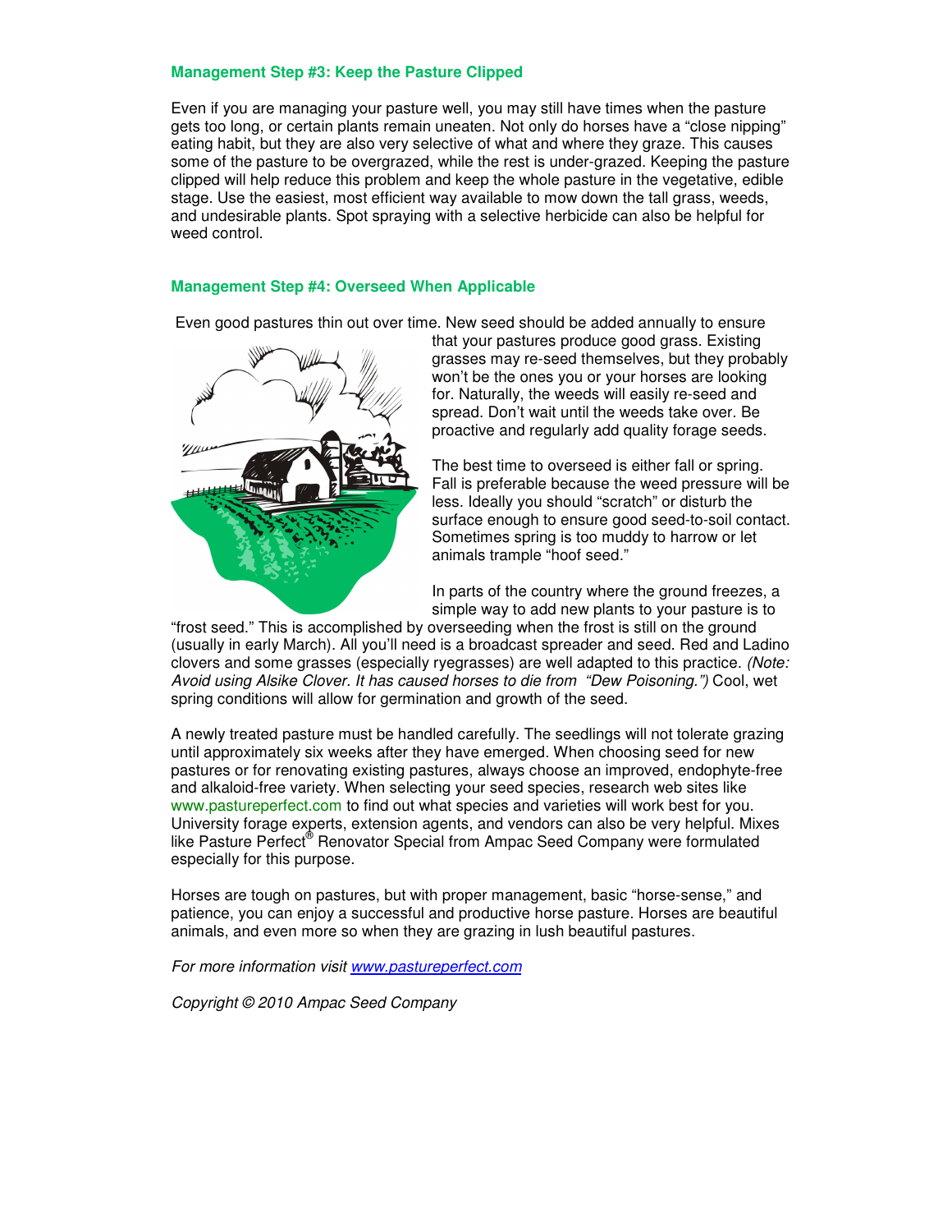### Management Step #3: Keep the Pasture Clipped

Even if you are managing your pasture well, you may still have times when the pasture gets too long, or certain plants remain uneaten. Not only do horses have a "close nipping" eating habit, but they are also very selective of what and where they graze. This causes some of the pasture to be overgrazed, while the rest is under-grazed. Keeping the pasture clipped will help reduce this problem and keep the whole pasture in the vegetative, edible stage. Use the easiest, most efficient way available to mow down the tall grass, weeds, and undesirable plants. Spot spraying with a selective herbicide can also be helpful for weed control.

### Management Step #4: Overseed When Applicable

Even good pastures thin out over time. New seed should be added annually to ensure that your pastures produce good grass. Existing grasses may re-seed themselves, but they probably won't be the ones you or your horses are looking for. Naturally, the weeds will easily re-seed and spread. Don't wait until the weeds take over. Be proactive and regularly add quality forage seeds.

The best time to overseed is either fall or spring. Fall is preferable because the weed pressure will be less. Ideally you should "scratch" or disturb the surface enough to ensure good seed-to-soil contact. Sometimes spring is too muddy to harrow or let animals trample "hoof seed."

In parts of the country where the ground freezes, a simple way to add new plants to your pasture is to "frost seed." This is accomplished by overseeding when the frost is still on the ground (usually in early March). All you'll need is a broadcast spreader and seed. Red and Ladino clovers and some grasses (especially ryegrasses) are well adapted to this practice. *(Note: Avoid using Alsike Clover. It has caused horses to die from "Dew Poisoning.")* Cool, wet spring conditions will allow for germination and growth of the seed.

A newly treated pasture must be handled carefully. The seedlings will not tolerate grazing until approximately six weeks after they have emerged. When choosing seed for new pastures or for renovating existing pastures, always choose an improved, endophyte-free and alkaloid-free variety. When selecting your seed species, research web sites like www.pastureperfect.com to find out what species and varieties will work best for you. University forage experts, extension agents, and vendors can also be very helpful. Mixes like Pasture Perfect® Renovator Special from Ampac Seed Company were formulated especially for this purpose.

Horses are tough on pastures, but with proper management, basic "horse-sense," and patience, you can enjoy a successful and productive horse pasture. Horses are beautiful animals, and even more so when they are grazing in lush beautiful pastures.

*For more information visit [www.pastureperfect.com](http://www.pastureperfect.com)*

*Copyright © 2010 Ampac Seed Company*